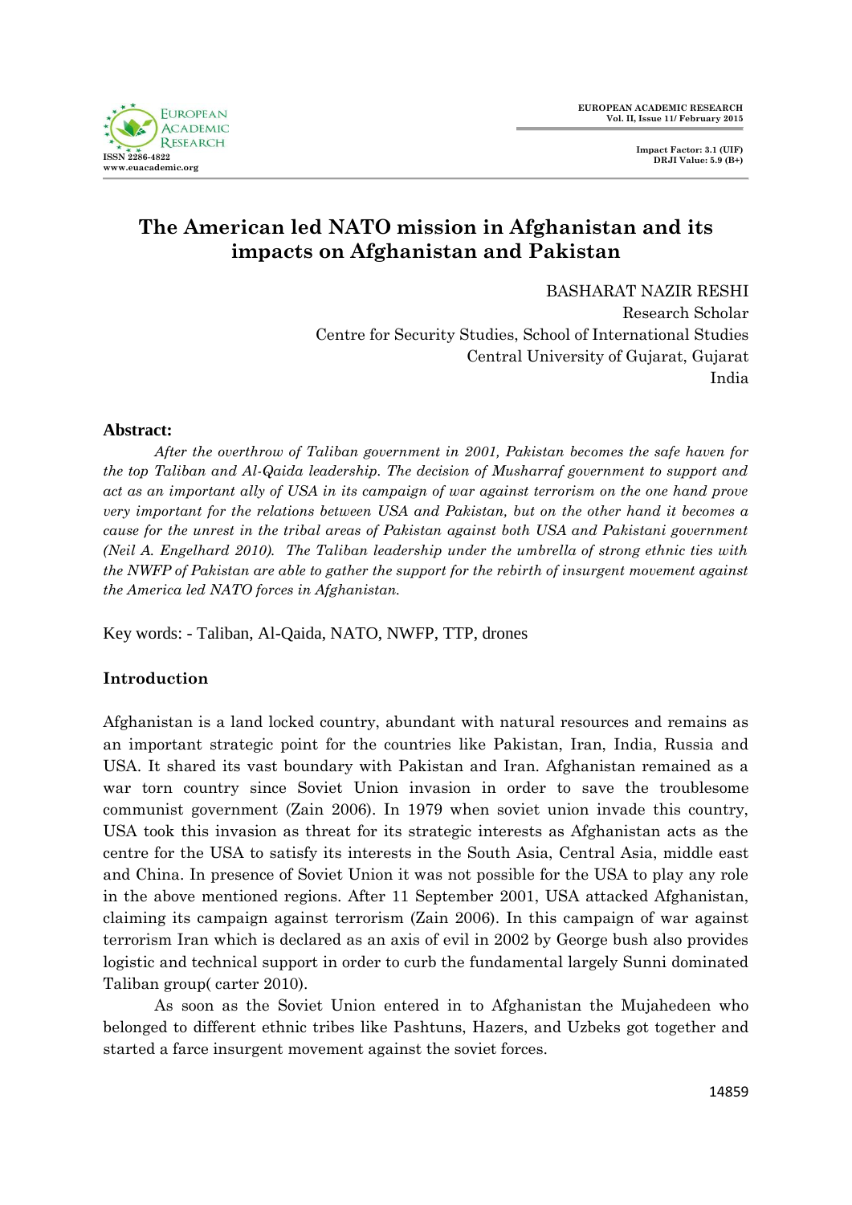# The American led NATO mission in Afghanistan and its impacts on Afghanistan and Pakistan

BASHARAT NAZIR RESHI
Research Scholar
Centre for Security Studies, School of International Studies
Central University of Gujarat, Gujarat
India

**Abstract:**

*After the overthrow of Taliban government in 2001, Pakistan becomes the safe haven for the top Taliban and Al-Qaida leadership. The decision of Musharraf government to support and act as an important ally of USA in its campaign of war against terrorism on the one hand prove very important for the relations between USA and Pakistan, but on the other hand it becomes a cause for the unrest in the tribal areas of Pakistan against both USA and Pakistani government (Neil A. Engelhard 2010). The Taliban leadership under the umbrella of strong ethnic ties with the NWFP of Pakistan are able to gather the support for the rebirth of insurgent movement against the America led NATO forces in Afghanistan.*

Key words: - Taliban, Al-Qaida, NATO, NWFP, TTP, drones

## Introduction

Afghanistan is a land locked country, abundant with natural resources and remains as an important strategic point for the countries like Pakistan, Iran, India, Russia and USA. It shared its vast boundary with Pakistan and Iran. Afghanistan remained as a war torn country since Soviet Union invasion in order to save the troublesome communist government (Zain 2006). In 1979 when soviet union invade this country, USA took this invasion as threat for its strategic interests as Afghanistan acts as the centre for the USA to satisfy its interests in the South Asia, Central Asia, middle east and China. In presence of Soviet Union it was not possible for the USA to play any role in the above mentioned regions. After 11 September 2001, USA attacked Afghanistan, claiming its campaign against terrorism (Zain 2006). In this campaign of war against terrorism Iran which is declared as an axis of evil in 2002 by George bush also provides logistic and technical support in order to curb the fundamental largely Sunni dominated Taliban group( carter 2010).

As soon as the Soviet Union entered in to Afghanistan the Mujahedeen who belonged to different ethnic tribes like Pashtuns, Hazers, and Uzbeks got together and started a farce insurgent movement against the soviet forces.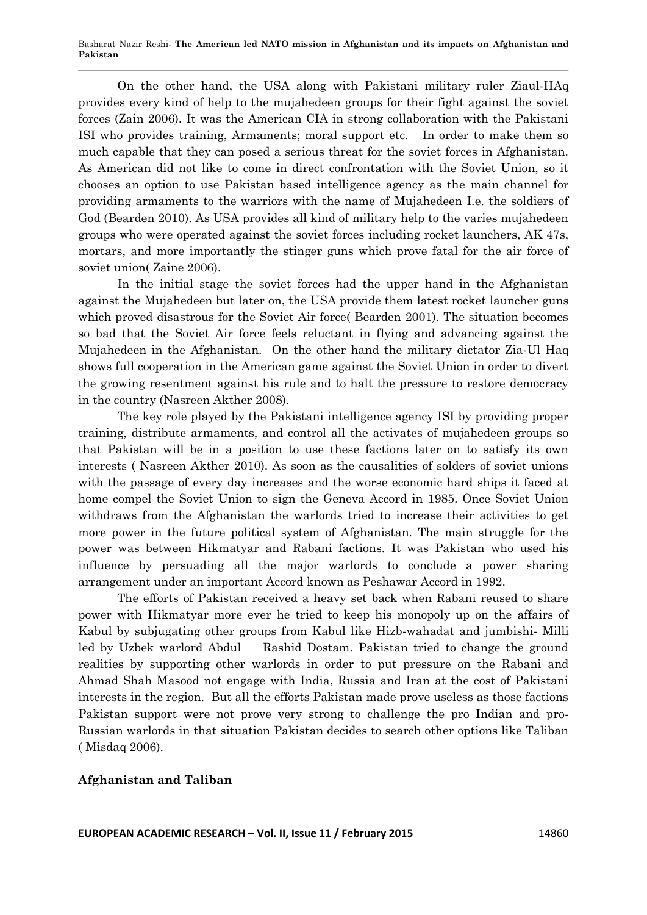On the other hand, the USA along with Pakistani military ruler Ziaul-HAq provides every kind of help to the mujahedeen groups for their fight against the soviet forces (Zain 2006). It was the American CIA in strong collaboration with the Pakistani ISI who provides training, Armaments; moral support etc. In order to make them so much capable that they can posed a serious threat for the soviet forces in Afghanistan. As American did not like to come in direct confrontation with the Soviet Union, so it chooses an option to use Pakistan based intelligence agency as the main channel for providing armaments to the warriors with the name of Mujahedeen I.e. the soldiers of God (Bearden 2010). As USA provides all kind of military help to the varies mujahedeen groups who were operated against the soviet forces including rocket launchers, AK 47s, mortars, and more importantly the stinger guns which prove fatal for the air force of soviet union( Zaine 2006).

In the initial stage the soviet forces had the upper hand in the Afghanistan against the Mujahedeen but later on, the USA provide them latest rocket launcher guns which proved disastrous for the Soviet Air force( Bearden 2001). The situation becomes so bad that the Soviet Air force feels reluctant in flying and advancing against the Mujahedeen in the Afghanistan. On the other hand the military dictator Zia-Ul Haq shows full cooperation in the American game against the Soviet Union in order to divert the growing resentment against his rule and to halt the pressure to restore democracy in the country (Nasreen Akther 2008).

The key role played by the Pakistani intelligence agency ISI by providing proper training, distribute armaments, and control all the activates of mujahedeen groups so that Pakistan will be in a position to use these factions later on to satisfy its own interests ( Nasreen Akther 2010). As soon as the causalities of solders of soviet unions with the passage of every day increases and the worse economic hard ships it faced at home compel the Soviet Union to sign the Geneva Accord in 1985. Once Soviet Union withdraws from the Afghanistan the warlords tried to increase their activities to get more power in the future political system of Afghanistan. The main struggle for the power was between Hikmatyar and Rabani factions. It was Pakistan who used his influence by persuading all the major warlords to conclude a power sharing arrangement under an important Accord known as Peshawar Accord in 1992.

The efforts of Pakistan received a heavy set back when Rabani reused to share power with Hikmatyar more ever he tried to keep his monopoly up on the affairs of Kabul by subjugating other groups from Kabul like Hizb-wahadat and jumbishi- Milli led by Uzbek warlord Abdul Rashid Dostam. Pakistan tried to change the ground realities by supporting other warlords in order to put pressure on the Rabani and Ahmad Shah Masood not engage with India, Russia and Iran at the cost of Pakistani interests in the region. But all the efforts Pakistan made prove useless as those factions Pakistan support were not prove very strong to challenge the pro Indian and pro-Russian warlords in that situation Pakistan decides to search other options like Taliban ( Misdaq 2006).

## Afghanistan and Taliban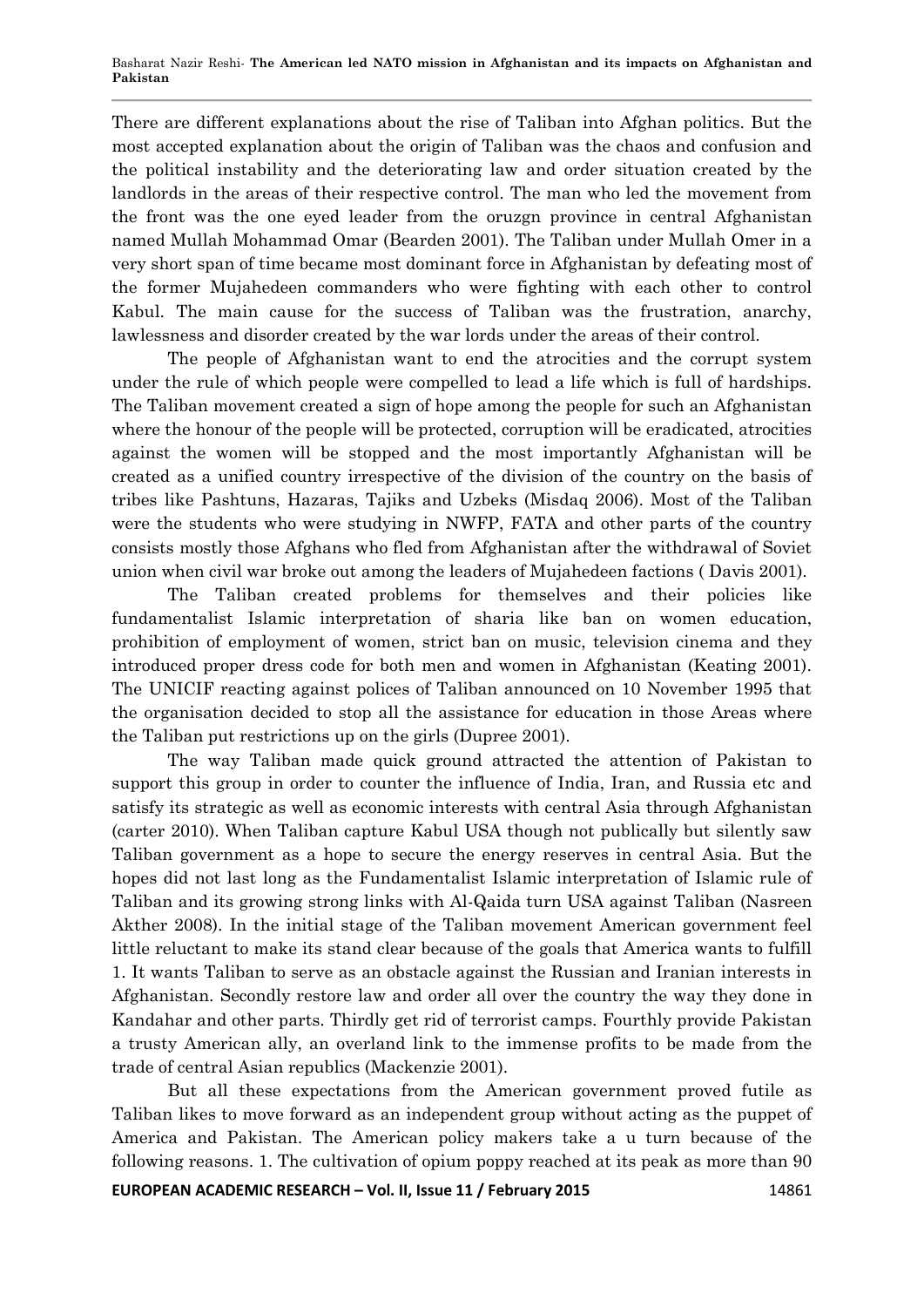There are different explanations about the rise of Taliban into Afghan politics. But the most accepted explanation about the origin of Taliban was the chaos and confusion and the political instability and the deteriorating law and order situation created by the landlords in the areas of their respective control. The man who led the movement from the front was the one eyed leader from the oruzgn province in central Afghanistan named Mullah Mohammad Omar (Bearden 2001). The Taliban under Mullah Omer in a very short span of time became most dominant force in Afghanistan by defeating most of the former Mujahedeen commanders who were fighting with each other to control Kabul. The main cause for the success of Taliban was the frustration, anarchy, lawlessness and disorder created by the war lords under the areas of their control.

The people of Afghanistan want to end the atrocities and the corrupt system under the rule of which people were compelled to lead a life which is full of hardships. The Taliban movement created a sign of hope among the people for such an Afghanistan where the honour of the people will be protected, corruption will be eradicated, atrocities against the women will be stopped and the most importantly Afghanistan will be created as a unified country irrespective of the division of the country on the basis of tribes like Pashtuns, Hazaras, Tajiks and Uzbeks (Misdaq 2006). Most of the Taliban were the students who were studying in NWFP, FATA and other parts of the country consists mostly those Afghans who fled from Afghanistan after the withdrawal of Soviet union when civil war broke out among the leaders of Mujahedeen factions ( Davis 2001).

The Taliban created problems for themselves and their policies like fundamentalist Islamic interpretation of sharia like ban on women education, prohibition of employment of women, strict ban on music, television cinema and they introduced proper dress code for both men and women in Afghanistan (Keating 2001). The UNICIF reacting against polices of Taliban announced on 10 November 1995 that the organisation decided to stop all the assistance for education in those Areas where the Taliban put restrictions up on the girls (Dupree 2001).

The way Taliban made quick ground attracted the attention of Pakistan to support this group in order to counter the influence of India, Iran, and Russia etc and satisfy its strategic as well as economic interests with central Asia through Afghanistan (carter 2010). When Taliban capture Kabul USA though not publically but silently saw Taliban government as a hope to secure the energy reserves in central Asia. But the hopes did not last long as the Fundamentalist Islamic interpretation of Islamic rule of Taliban and its growing strong links with Al-Qaida turn USA against Taliban (Nasreen Akther 2008). In the initial stage of the Taliban movement American government feel little reluctant to make its stand clear because of the goals that America wants to fulfill 1. It wants Taliban to serve as an obstacle against the Russian and Iranian interests in Afghanistan. Secondly restore law and order all over the country the way they done in Kandahar and other parts. Thirdly get rid of terrorist camps. Fourthly provide Pakistan a trusty American ally, an overland link to the immense profits to be made from the trade of central Asian republics (Mackenzie 2001).

But all these expectations from the American government proved futile as Taliban likes to move forward as an independent group without acting as the puppet of America and Pakistan. The American policy makers take a u turn because of the following reasons. 1. The cultivation of opium poppy reached at its peak as more than 90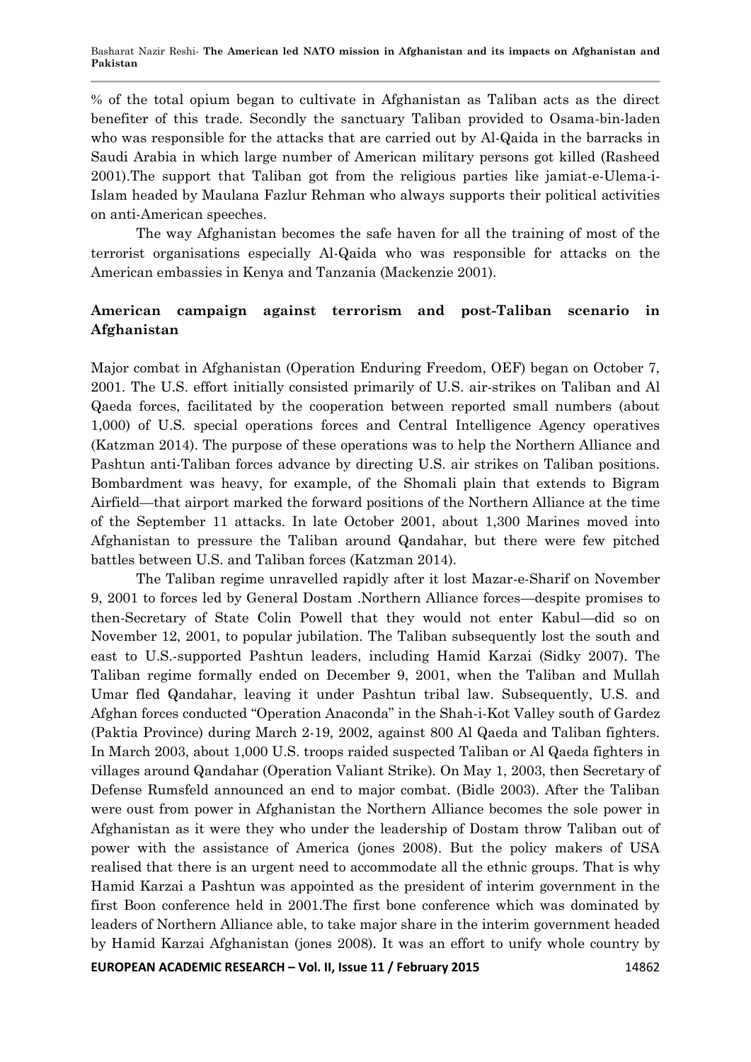% of the total opium began to cultivate in Afghanistan as Taliban acts as the direct benefiter of this trade. Secondly the sanctuary Taliban provided to Osama-bin-laden who was responsible for the attacks that are carried out by Al-Qaida in the barracks in Saudi Arabia in which large number of American military persons got killed (Rasheed 2001).The support that Taliban got from the religious parties like jamiat-e-Ulema-i-Islam headed by Maulana Fazlur Rehman who always supports their political activities on anti-American speeches.

The way Afghanistan becomes the safe haven for all the training of most of the terrorist organisations especially Al-Qaida who was responsible for attacks on the American embassies in Kenya and Tanzania (Mackenzie 2001).

## American campaign against terrorism and post-Taliban scenario in Afghanistan

Major combat in Afghanistan (Operation Enduring Freedom, OEF) began on October 7, 2001. The U.S. effort initially consisted primarily of U.S. air-strikes on Taliban and Al Qaeda forces, facilitated by the cooperation between reported small numbers (about 1,000) of U.S. special operations forces and Central Intelligence Agency operatives (Katzman 2014). The purpose of these operations was to help the Northern Alliance and Pashtun anti-Taliban forces advance by directing U.S. air strikes on Taliban positions. Bombardment was heavy, for example, of the Shomali plain that extends to Bigram Airfield—that airport marked the forward positions of the Northern Alliance at the time of the September 11 attacks. In late October 2001, about 1,300 Marines moved into Afghanistan to pressure the Taliban around Qandahar, but there were few pitched battles between U.S. and Taliban forces (Katzman 2014).

The Taliban regime unravelled rapidly after it lost Mazar-e-Sharif on November 9, 2001 to forces led by General Dostam .Northern Alliance forces—despite promises to then-Secretary of State Colin Powell that they would not enter Kabul—did so on November 12, 2001, to popular jubilation. The Taliban subsequently lost the south and east to U.S.-supported Pashtun leaders, including Hamid Karzai (Sidky 2007). The Taliban regime formally ended on December 9, 2001, when the Taliban and Mullah Umar fled Qandahar, leaving it under Pashtun tribal law. Subsequently, U.S. and Afghan forces conducted "Operation Anaconda" in the Shah-i-Kot Valley south of Gardez (Paktia Province) during March 2-19, 2002, against 800 Al Qaeda and Taliban fighters. In March 2003, about 1,000 U.S. troops raided suspected Taliban or Al Qaeda fighters in villages around Qandahar (Operation Valiant Strike). On May 1, 2003, then Secretary of Defense Rumsfeld announced an end to major combat. (Bidle 2003). After the Taliban were oust from power in Afghanistan the Northern Alliance becomes the sole power in Afghanistan as it were they who under the leadership of Dostam throw Taliban out of power with the assistance of America (jones 2008). But the policy makers of USA realised that there is an urgent need to accommodate all the ethnic groups. That is why Hamid Karzai a Pashtun was appointed as the president of interim government in the first Boon conference held in 2001.The first bone conference which was dominated by leaders of Northern Alliance able, to take major share in the interim government headed by Hamid Karzai Afghanistan (jones 2008). It was an effort to unify whole country by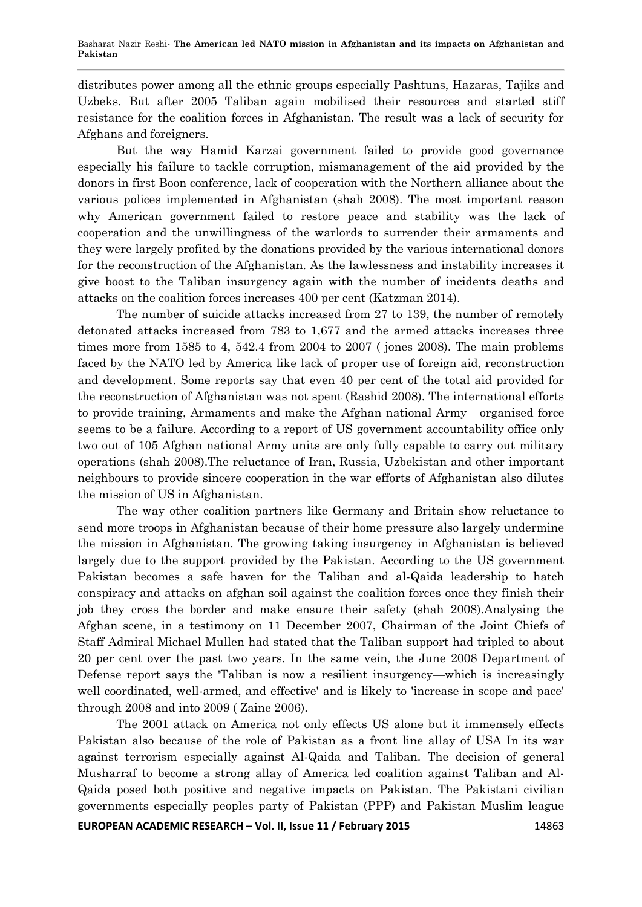distributes power among all the ethnic groups especially Pashtuns, Hazaras, Tajiks and Uzbeks. But after 2005 Taliban again mobilised their resources and started stiff resistance for the coalition forces in Afghanistan. The result was a lack of security for Afghans and foreigners.

But the way Hamid Karzai government failed to provide good governance especially his failure to tackle corruption, mismanagement of the aid provided by the donors in first Boon conference, lack of cooperation with the Northern alliance about the various polices implemented in Afghanistan (shah 2008). The most important reason why American government failed to restore peace and stability was the lack of cooperation and the unwillingness of the warlords to surrender their armaments and they were largely profited by the donations provided by the various international donors for the reconstruction of the Afghanistan. As the lawlessness and instability increases it give boost to the Taliban insurgency again with the number of incidents deaths and attacks on the coalition forces increases 400 per cent (Katzman 2014).

The number of suicide attacks increased from 27 to 139, the number of remotely detonated attacks increased from 783 to 1,677 and the armed attacks increases three times more from 1585 to 4, 542.4 from 2004 to 2007 ( jones 2008). The main problems faced by the NATO led by America like lack of proper use of foreign aid, reconstruction and development. Some reports say that even 40 per cent of the total aid provided for the reconstruction of Afghanistan was not spent (Rashid 2008). The international efforts to provide training, Armaments and make the Afghan national Army organised force seems to be a failure. According to a report of US government accountability office only two out of 105 Afghan national Army units are only fully capable to carry out military operations (shah 2008).The reluctance of Iran, Russia, Uzbekistan and other important neighbours to provide sincere cooperation in the war efforts of Afghanistan also dilutes the mission of US in Afghanistan.

The way other coalition partners like Germany and Britain show reluctance to send more troops in Afghanistan because of their home pressure also largely undermine the mission in Afghanistan. The growing taking insurgency in Afghanistan is believed largely due to the support provided by the Pakistan. According to the US government Pakistan becomes a safe haven for the Taliban and al-Qaida leadership to hatch conspiracy and attacks on afghan soil against the coalition forces once they finish their job they cross the border and make ensure their safety (shah 2008).Analysing the Afghan scene, in a testimony on 11 December 2007, Chairman of the Joint Chiefs of Staff Admiral Michael Mullen had stated that the Taliban support had tripled to about 20 per cent over the past two years. In the same vein, the June 2008 Department of Defense report says the 'Taliban is now a resilient insurgency—which is increasingly well coordinated, well-armed, and effective' and is likely to 'increase in scope and pace' through 2008 and into 2009 ( Zaine 2006).

The 2001 attack on America not only effects US alone but it immensely effects Pakistan also because of the role of Pakistan as a front line allay of USA In its war against terrorism especially against Al-Qaida and Taliban. The decision of general Musharraf to become a strong allay of America led coalition against Taliban and Al-Qaida posed both positive and negative impacts on Pakistan. The Pakistani civilian governments especially peoples party of Pakistan (PPP) and Pakistan Muslim league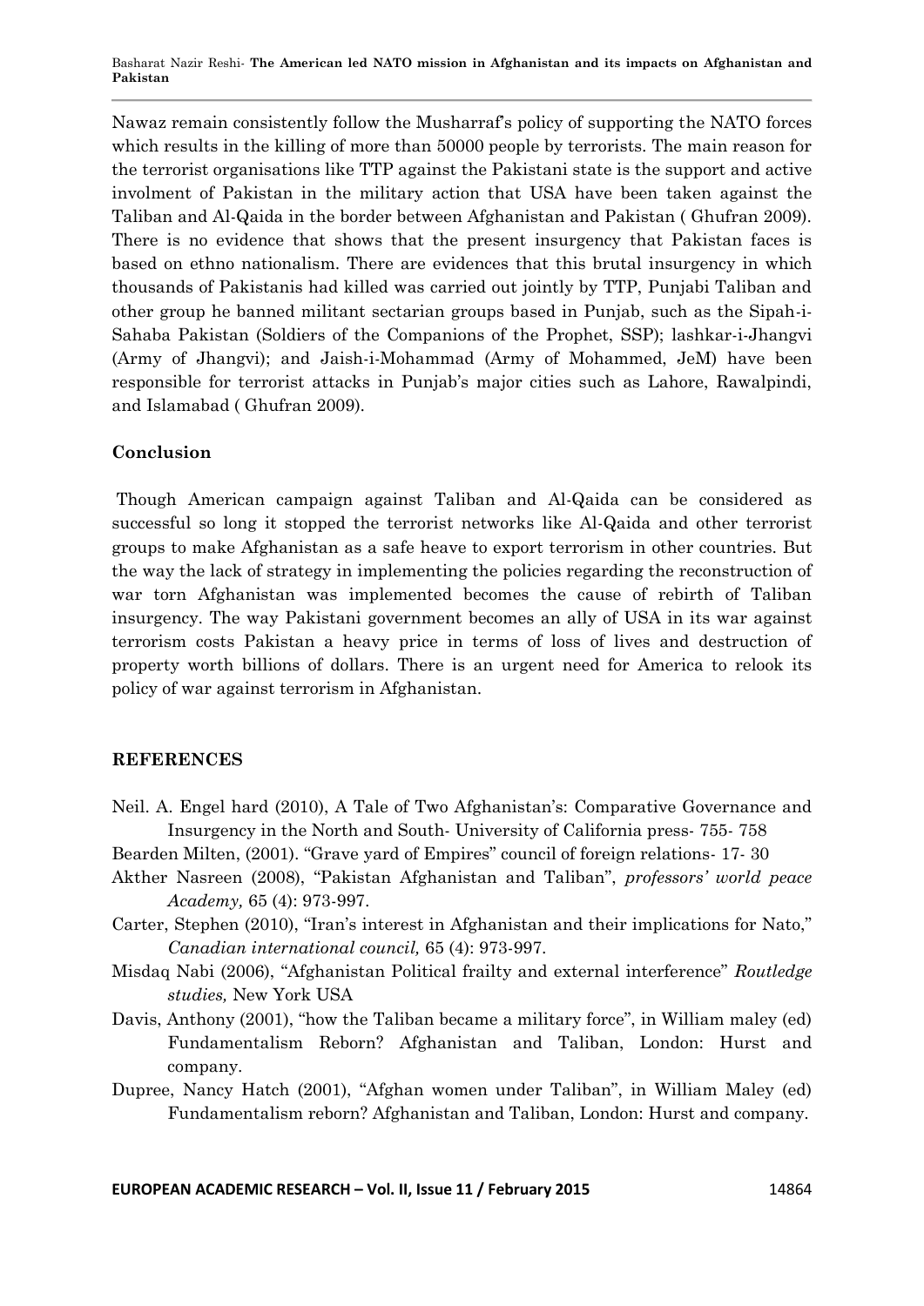Nawaz remain consistently follow the Musharraf's policy of supporting the NATO forces which results in the killing of more than 50000 people by terrorists. The main reason for the terrorist organisations like TTP against the Pakistani state is the support and active involment of Pakistan in the military action that USA have been taken against the Taliban and Al-Qaida in the border between Afghanistan and Pakistan ( Ghufran 2009). There is no evidence that shows that the present insurgency that Pakistan faces is based on ethno nationalism. There are evidences that this brutal insurgency in which thousands of Pakistanis had killed was carried out jointly by TTP, Punjabi Taliban and other group he banned militant sectarian groups based in Punjab, such as the Sipah-i-Sahaba Pakistan (Soldiers of the Companions of the Prophet, SSP); lashkar-i-Jhangvi (Army of Jhangvi); and Jaish-i-Mohammad (Army of Mohammed, JeM) have been responsible for terrorist attacks in Punjab's major cities such as Lahore, Rawalpindi, and Islamabad ( Ghufran 2009).

## Conclusion

Though American campaign against Taliban and Al-Qaida can be considered as successful so long it stopped the terrorist networks like Al-Qaida and other terrorist groups to make Afghanistan as a safe heave to export terrorism in other countries. But the way the lack of strategy in implementing the policies regarding the reconstruction of war torn Afghanistan was implemented becomes the cause of rebirth of Taliban insurgency. The way Pakistani government becomes an ally of USA in its war against terrorism costs Pakistan a heavy price in terms of loss of lives and destruction of property worth billions of dollars. There is an urgent need for America to relook its policy of war against terrorism in Afghanistan.

## REFERENCES

Neil. A. Engel hard (2010), A Tale of Two Afghanistan's: Comparative Governance and Insurgency in the North and South- University of California press- 755- 758

Bearden Milten, (2001). "Grave yard of Empires" council of foreign relations- 17- 30

Akther Nasreen (2008), "Pakistan Afghanistan and Taliban", *professors' world peace Academy,* 65 (4): 973-997.

Carter, Stephen (2010), "Iran's interest in Afghanistan and their implications for Nato," *Canadian international council,* 65 (4): 973-997.

Misdaq Nabi (2006), "Afghanistan Political frailty and external interference" *Routledge studies,* New York USA

Davis, Anthony (2001), "how the Taliban became a military force", in William maley (ed) Fundamentalism Reborn? Afghanistan and Taliban, London: Hurst and company.

Dupree, Nancy Hatch (2001), "Afghan women under Taliban", in William Maley (ed) Fundamentalism reborn? Afghanistan and Taliban, London: Hurst and company.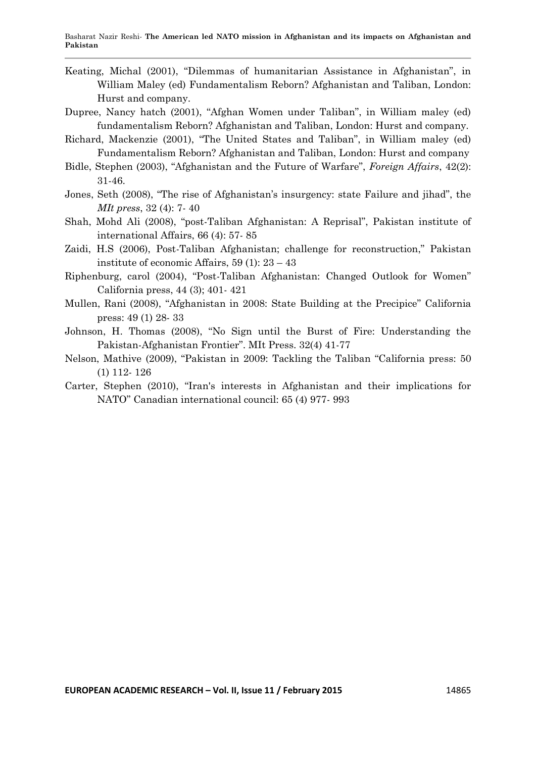Keating, Michal (2001), "Dilemmas of humanitarian Assistance in Afghanistan", in William Maley (ed) Fundamentalism Reborn? Afghanistan and Taliban, London: Hurst and company.

Dupree, Nancy hatch (2001), "Afghan Women under Taliban", in William maley (ed) fundamentalism Reborn? Afghanistan and Taliban, London: Hurst and company.

Richard, Mackenzie (2001), "The United States and Taliban", in William maley (ed) Fundamentalism Reborn? Afghanistan and Taliban, London: Hurst and company

Bidle, Stephen (2003), "Afghanistan and the Future of Warfare", *Foreign Affairs*, 42(2): 31-46.

Jones, Seth (2008), "The rise of Afghanistan's insurgency: state Failure and jihad", the *MIt press*, 32 (4): 7- 40

Shah, Mohd Ali (2008), "post-Taliban Afghanistan: A Reprisal", Pakistan institute of international Affairs, 66 (4): 57- 85

Zaidi, H.S (2006), Post-Taliban Afghanistan; challenge for reconstruction," Pakistan institute of economic Affairs, 59 (1): 23 – 43

Riphenburg, carol (2004), "Post-Taliban Afghanistan: Changed Outlook for Women" California press, 44 (3); 401- 421

Mullen, Rani (2008), "Afghanistan in 2008: State Building at the Precipice" California press: 49 (1) 28- 33

Johnson, H. Thomas (2008), "No Sign until the Burst of Fire: Understanding the Pakistan-Afghanistan Frontier". MIt Press. 32(4) 41-77

Nelson, Mathive (2009), "Pakistan in 2009: Tackling the Taliban "California press: 50 (1) 112- 126

Carter, Stephen (2010), "Iran's interests in Afghanistan and their implications for NATO" Canadian international council: 65 (4) 977- 993